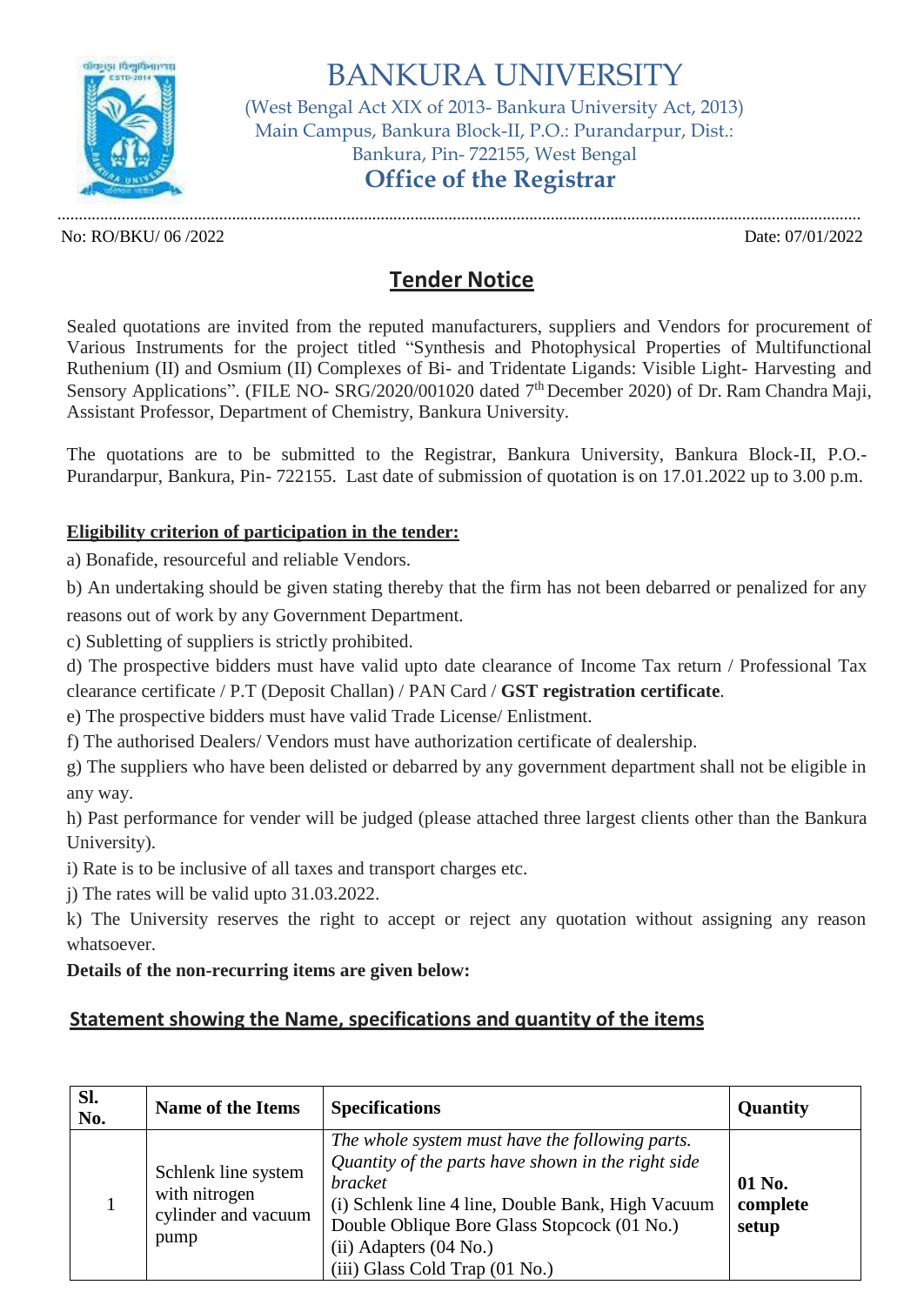# BANKURA UNIVERSITY

(West Bengal Act XIX of 2013- Bankura University Act, 2013)
Main Campus, Bankura Block-II, P.O.: Purandarpur, Dist.: Bankura, Pin- 722155, West Bengal

## Office of the Registrar

No: RO/BKU/ 06 /2022 Date: 07/01/2022

## Tender Notice

Sealed quotations are invited from the reputed manufacturers, suppliers and Vendors for procurement of Various Instruments for the project titled "Synthesis and Photophysical Properties of Multifunctional Ruthenium (II) and Osmium (II) Complexes of Bi- and Tridentate Ligands: Visible Light- Harvesting and Sensory Applications". (FILE NO- SRG/2020/001020 dated 7th December 2020) of Dr. Ram Chandra Maji, Assistant Professor, Department of Chemistry, Bankura University.

The quotations are to be submitted to the Registrar, Bankura University, Bankura Block-II, P.O.- Purandarpur, Bankura, Pin- 722155. Last date of submission of quotation is on 17.01.2022 up to 3.00 p.m.

**Eligibility criterion of participation in the tender:**

a) Bonafide, resourceful and reliable Vendors.

b) An undertaking should be given stating thereby that the firm has not been debarred or penalized for any reasons out of work by any Government Department.

c) Subletting of suppliers is strictly prohibited.

d) The prospective bidders must have valid upto date clearance of Income Tax return / Professional Tax clearance certificate / P.T (Deposit Challan) / PAN Card / **GST registration certificate**.

e) The prospective bidders must have valid Trade License/ Enlistment.

f) The authorised Dealers/ Vendors must have authorization certificate of dealership.

g) The suppliers who have been delisted or debarred by any government department shall not be eligible in any way.

h) Past performance for vender will be judged (please attached three largest clients other than the Bankura University).

i) Rate is to be inclusive of all taxes and transport charges etc.

j) The rates will be valid upto 31.03.2022.

k) The University reserves the right to accept or reject any quotation without assigning any reason whatsoever.

**Details of the non-recurring items are given below:**

## Statement showing the Name, specifications and quantity of the items

| Sl. No. | Name of the Items | Specifications | Quantity |
|---|---|---|---|
| 1 | Schlenk line system with nitrogen cylinder and vacuum pump | *The whole system must have the following parts. Quantity of the parts have shown in the right side bracket*<br>(i) Schlenk line 4 line, Double Bank, High Vacuum Double Oblique Bore Glass Stopcock (01 No.)<br>(ii) Adapters (04 No.)<br>(iii) Glass Cold Trap (01 No.) | **01 No. complete setup** |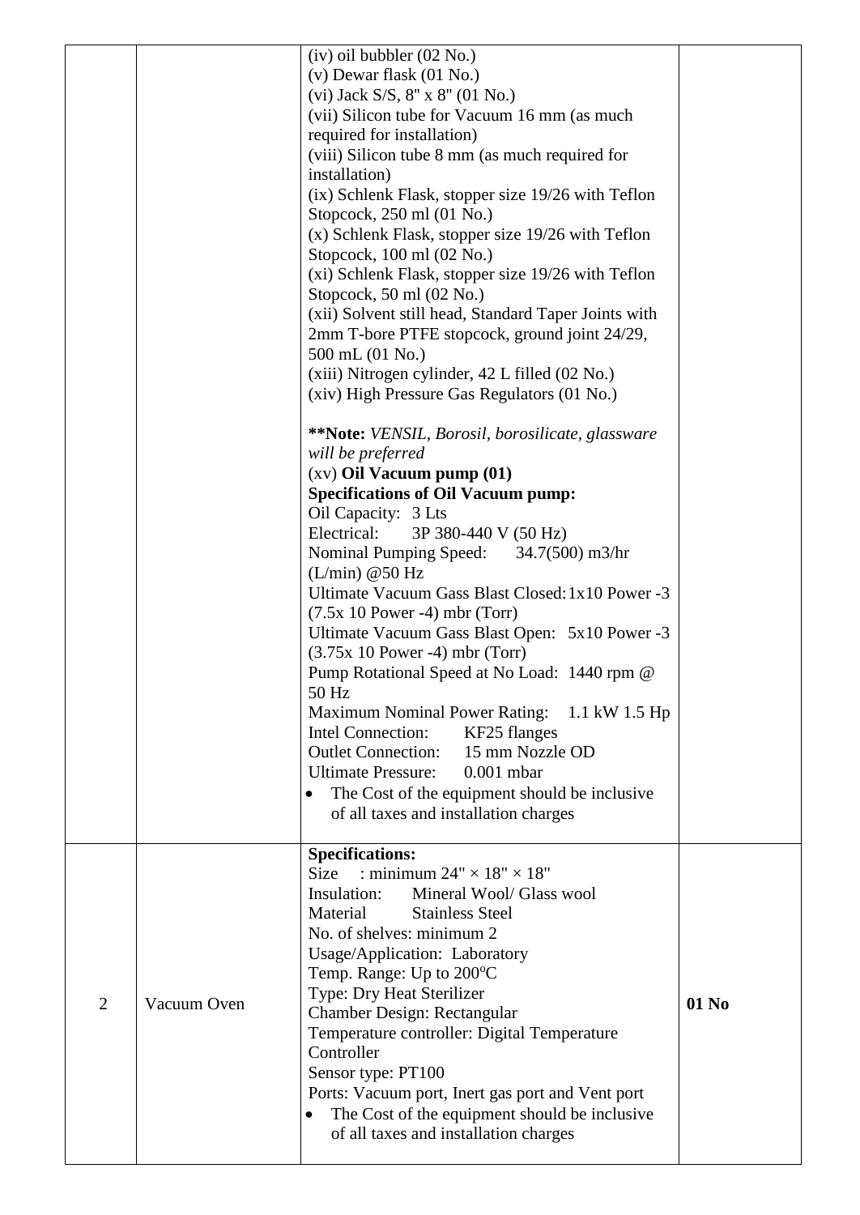| | | | |
|---|---|---|---|
| | | (iv) oil bubbler (02 No.)<br>(v) Dewar flask (01 No.)<br>(vi) Jack S/S, 8" x 8" (01 No.)<br>(vii) Silicon tube for Vacuum 16 mm (as much required for installation)<br>(viii) Silicon tube 8 mm (as much required for installation)<br>(ix) Schlenk Flask, stopper size 19/26 with Teflon Stopcock, 250 ml (01 No.)<br>(x) Schlenk Flask, stopper size 19/26 with Teflon Stopcock, 100 ml (02 No.)<br>(xi) Schlenk Flask, stopper size 19/26 with Teflon Stopcock, 50 ml (02 No.)<br>(xii) Solvent still head, Standard Taper Joints with 2mm T-bore PTFE stopcock, ground joint 24/29, 500 mL (01 No.)<br>(xiii) Nitrogen cylinder, 42 L filled (02 No.)<br>(xiv) High Pressure Gas Regulators (01 No.)<br><br>**\*\*Note:** *VENSIL, Borosil, borosilicate, glassware will be preferred*<br>(xv) **Oil Vacuum pump (01)**<br>**Specifications of Oil Vacuum pump:**<br>Oil Capacity: 3 Lts<br>Electrical: 3P 380-440 V (50 Hz)<br>Nominal Pumping Speed: 34.7(500) m3/hr (L/min) @50 Hz<br>Ultimate Vacuum Gass Blast Closed: 1x10 Power -3 (7.5x 10 Power -4) mbr (Torr)<br>Ultimate Vacuum Gass Blast Open: 5x10 Power -3 (3.75x 10 Power -4) mbr (Torr)<br>Pump Rotational Speed at No Load: 1440 rpm @ 50 Hz<br>Maximum Nominal Power Rating: 1.1 kW 1.5 Hp<br>Intel Connection: KF25 flanges<br>Outlet Connection: 15 mm Nozzle OD<br>Ultimate Pressure: 0.001 mbar<br>• The Cost of the equipment should be inclusive of all taxes and installation charges | |
| 2 | Vacuum Oven | **Specifications:**<br>Size : minimum 24" × 18" × 18"<br>Insulation: Mineral Wool/ Glass wool<br>Material Stainless Steel<br>No. of shelves: minimum 2<br>Usage/Application: Laboratory<br>Temp. Range: Up to 200°C<br>Type: Dry Heat Sterilizer<br>Chamber Design: Rectangular<br>Temperature controller: Digital Temperature Controller<br>Sensor type: PT100<br>Ports: Vacuum port, Inert gas port and Vent port<br>• The Cost of the equipment should be inclusive of all taxes and installation charges | **01 No** |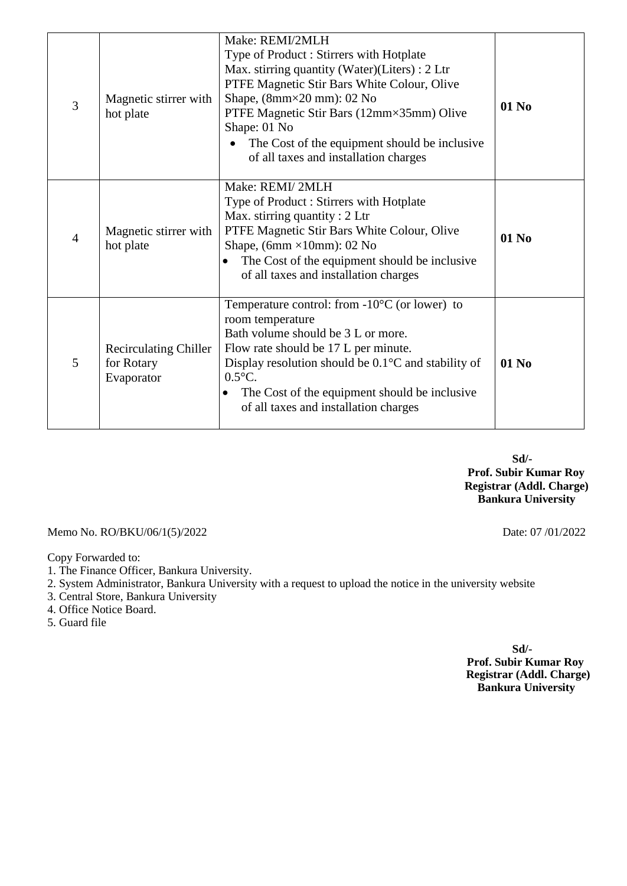| | | | |
|---|---|---|---|
| 3 | Magnetic stirrer with hot plate | Make: REMI/2MLH<br>Type of Product : Stirrers with Hotplate<br>Max. stirring quantity (Water)(Liters) : 2 Ltr<br>PTFE Magnetic Stir Bars White Colour, Olive Shape, (8mm×20 mm): 02 No<br>PTFE Magnetic Stir Bars (12mm×35mm) Olive Shape: 01 No<br>• The Cost of the equipment should be inclusive of all taxes and installation charges | **01 No** |
| 4 | Magnetic stirrer with hot plate | Make: REMI/ 2MLH<br>Type of Product : Stirrers with Hotplate<br>Max. stirring quantity : 2 Ltr<br>PTFE Magnetic Stir Bars White Colour, Olive Shape, (6mm ×10mm): 02 No<br>• The Cost of the equipment should be inclusive of all taxes and installation charges | **01 No** |
| 5 | Recirculating Chiller for Rotary Evaporator | Temperature control: from -10°C (or lower) to room temperature<br>Bath volume should be 3 L or more.<br>Flow rate should be 17 L per minute.<br>Display resolution should be 0.1°C and stability of 0.5°C.<br>• The Cost of the equipment should be inclusive of all taxes and installation charges | **01 No** |

**Sd/-**
**Prof. Subir Kumar Roy**
**Registrar (Addl. Charge)**
**Bankura University**

Memo No. RO/BKU/06/1(5)/2022 Date: 07 /01/2022

Copy Forwarded to:

1. The Finance Officer, Bankura University.
2. System Administrator, Bankura University with a request to upload the notice in the university website
3. Central Store, Bankura University
4. Office Notice Board.
5. Guard file

**Sd/-**
**Prof. Subir Kumar Roy**
**Registrar (Addl. Charge)**
**Bankura University**